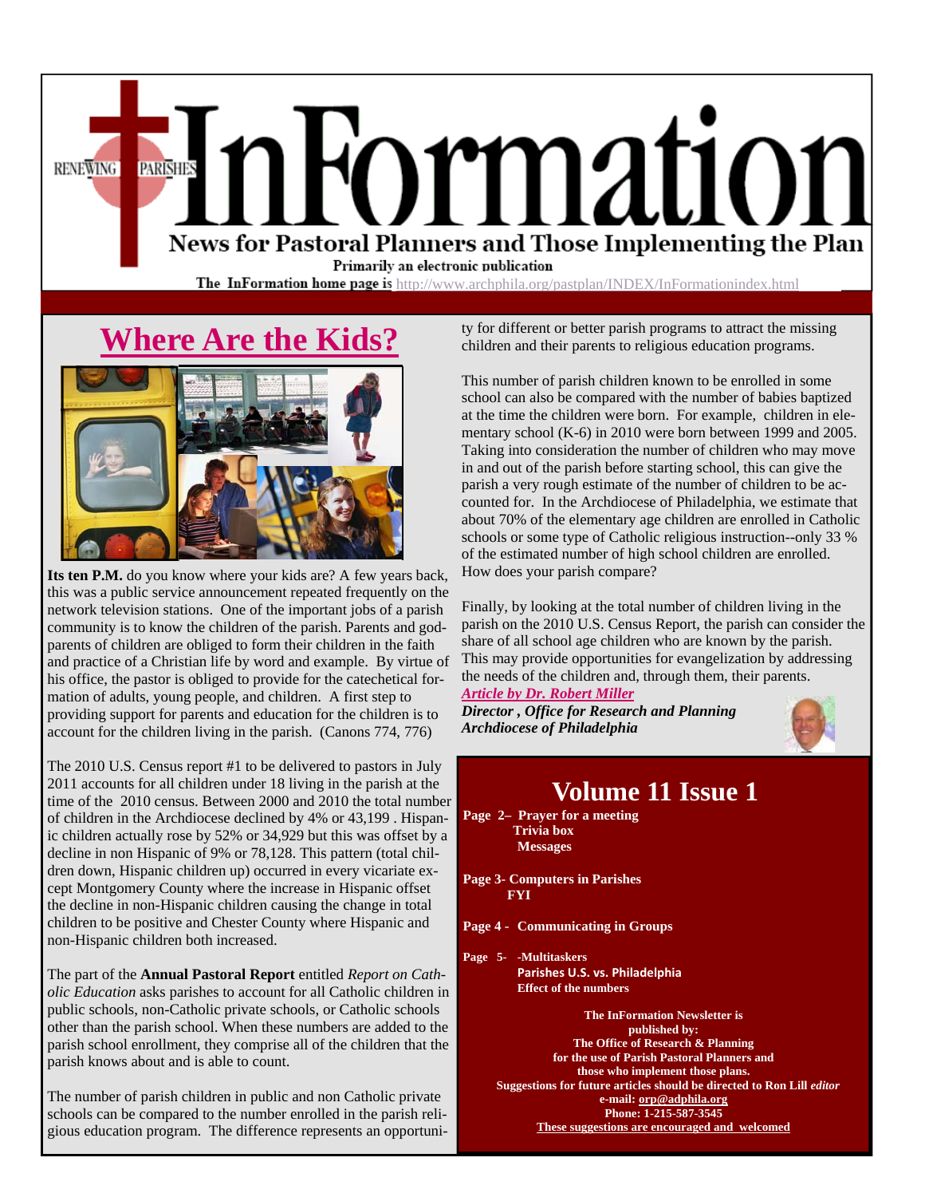# InFormation

RENEWING PARISHES

**News for Pastoral Planners and Those Implementing the Plan**

Primarily an electronic publication

The InFormation home page is http://www.archphila.org/pastplan/INDEX/InFormationindex.html

## Where Are the Kids?

**Its ten P.M.** do you know where your kids are? A few years back, this was a public service announcement repeated frequently on the network television stations. One of the important jobs of a parish community is to know the children of the parish. Parents and godparents of children are obliged to form their children in the faith and practice of a Christian life by word and example. By virtue of his office, the pastor is obliged to provide for the catechetical formation of adults, young people, and children. A first step to providing support for parents and education for the children is to account for the children living in the parish. (Canons 774, 776)

The 2010 U.S. Census report #1 to be delivered to pastors in July 2011 accounts for all children under 18 living in the parish at the time of the 2010 census. Between 2000 and 2010 the total number of children in the Archdiocese declined by 4% or 43,199 . Hispanic children actually rose by 52% or 34,929 but this was offset by a decline in non Hispanic of 9% or 78,128. This pattern (total children down, Hispanic children up) occurred in every vicariate except Montgomery County where the increase in Hispanic offset the decline in non-Hispanic children causing the change in total children to be positive and Chester County where Hispanic and non-Hispanic children both increased.

The part of the **Annual Pastoral Report** entitled *Report on Catholic Education* asks parishes to account for all Catholic children in public schools, non-Catholic private schools, or Catholic schools other than the parish school. When these numbers are added to the parish school enrollment, they comprise all of the children that the parish knows about and is able to count.

The number of parish children in public and non Catholic private schools can be compared to the number enrolled in the parish religious education program. The difference represents an opportunity for different or better parish programs to attract the missing children and their parents to religious education programs.

This number of parish children known to be enrolled in some school can also be compared with the number of babies baptized at the time the children were born. For example, children in elementary school (K-6) in 2010 were born between 1999 and 2005. Taking into consideration the number of children who may move in and out of the parish before starting school, this can give the parish a very rough estimate of the number of children to be accounted for. In the Archdiocese of Philadelphia, we estimate that about 70% of the elementary age children are enrolled in Catholic schools or some type of Catholic religious instruction--only 33 % of the estimated number of high school children are enrolled. How does your parish compare?

Finally, by looking at the total number of children living in the parish on the 2010 U.S. Census Report, the parish can consider the share of all school age children who are known by the parish. This may provide opportunities for evangelization by addressing the needs of the children and, through them, their parents.

***Article by Dr. Robert Miller***
***Director , Office for Research and Planning***
***Archdiocese of Philadelphia***

## Volume 11 Issue 1

**Page 2– Prayer for a meeting**
**Trivia box**
**Messages**

**Page 3- Computers in Parishes**
**FYI**

**Page 4 - Communicating in Groups**

**Page 5- -Multitaskers**
**Parishes U.S. vs. Philadelphia**
**Effect of the numbers**

**The InFormation Newsletter is published by:**
**The Office of Research & Planning**
**for the use of Parish Pastoral Planners and those who implement those plans.**
**Suggestions for future articles should be directed to Ron Lill *editor***
**e-mail: orp@adphila.org**
**Phone: 1-215-587-3545**
**These suggestions are encouraged and welcomed**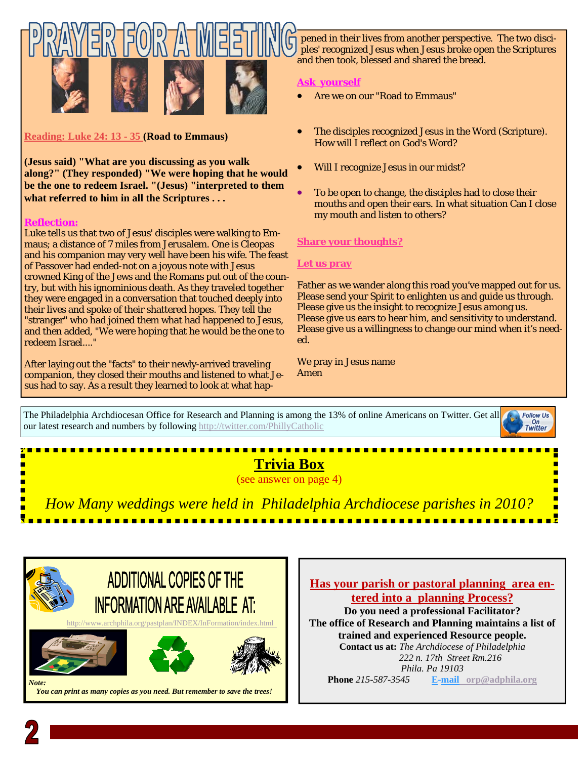# PRAYER FOR A MEETING

**Reading: Luke 24: 13 - 35 (Road to Emmaus)**

**(Jesus said) "What are you discussing as you walk along?" (They responded) "We were hoping that he would be the one to redeem Israel. "(Jesus) "interpreted to them what referred to him in all the Scriptures . . .**

**Reflection:**

Luke tells us that two of Jesus' disciples were walking to Emmaus; a distance of 7 miles from Jerusalem. One is Cleopas and his companion may very well have been his wife. The feast of Passover had ended-not on a joyous note with Jesus crowned King of the Jews and the Romans put out of the country, but with his ignominious death. As they traveled together they were engaged in a conversation that touched deeply into their lives and spoke of their shattered hopes. They tell the "stranger" who had joined them what had happened to Jesus, and then added, "We were hoping that he would be the one to redeem Israel...."

After laying out the "facts" to their newly-arrived traveling companion, they closed their mouths and listened to what Jesus had to say. As a result they learned to look at what happened in their lives from another perspective. The two disciples' recognized Jesus when Jesus broke open the Scriptures and then took, blessed and shared the bread.

**Ask yourself**

- Are we on our "Road to Emmaus"
- The disciples recognized Jesus in the Word (Scripture). How will I reflect on God's Word?
- Will I recognize Jesus in our midst?
- To be open to change, the disciples had to close their mouths and open their ears. In what situation Can I close my mouth and listen to others?

**Share your thoughts?**

**Let us pray**

Father as we wander along this road you've mapped out for us. Please send your Spirit to enlighten us and guide us through. Please give us the insight to recognize Jesus among us. Please give us ears to hear him, and sensitivity to understand. Please give us a willingness to change our mind when it's needed.

We pray in Jesus name
Amen

---

The Philadelphia Archdiocesan Office for Research and Planning is among the 13% of online Americans on Twitter. Get all our latest research and numbers by following http://twitter.com/PhillyCatholic

Follow Us On Twitter

---

## Trivia Box

(see answer on page 4)

*How Many weddings were held in Philadelphia Archdiocese parishes in 2010?*

---

## ADDITIONAL COPIES OF THE INFORMATION ARE AVAILABLE AT:

http://www.archphila.org/pastplan/INDEX/InFormation/index.html

***Note:***
***You can print as many copies as you need. But remember to save the trees!***

---

**Has your parish or pastoral planning area entered into a planning Process?**

**Do you need a professional Facilitator?**
**The office of Research and Planning maintains a list of trained and experienced Resource people.**

**Contact us at:** *The Archdiocese of Philadelphia*
*222 n. 17th Street Rm.216*
*Phila. Pa 19103*

**Phone** *215-587-3545* **E-mail** orp@adphila.org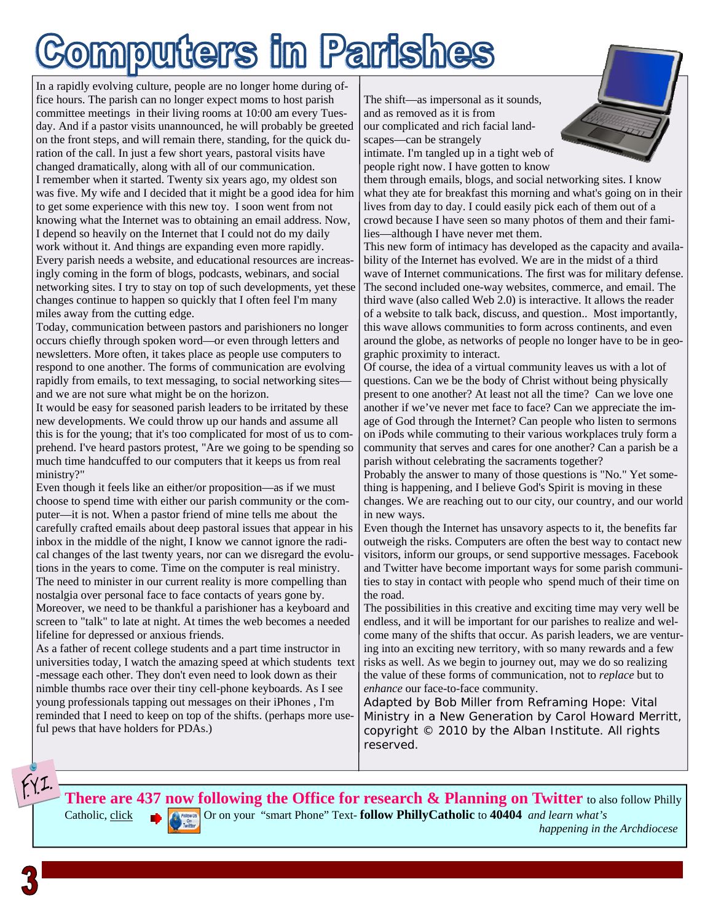# Computers in Parishes

In a rapidly evolving culture, people are no longer home during office hours. The parish can no longer expect moms to host parish committee meetings in their living rooms at 10:00 am every Tuesday. And if a pastor visits unannounced, he will probably be greeted on the front steps, and will remain there, standing, for the quick duration of the call. In just a few short years, pastoral visits have changed dramatically, along with all of our communication.

I remember when it started. Twenty six years ago, my oldest son was five. My wife and I decided that it might be a good idea for him to get some experience with this new toy. I soon went from not knowing what the Internet was to obtaining an email address. Now, I depend so heavily on the Internet that I could not do my daily work without it. And things are expanding even more rapidly.

Every parish needs a website, and educational resources are increasingly coming in the form of blogs, podcasts, webinars, and social networking sites. I try to stay on top of such developments, yet these changes continue to happen so quickly that I often feel I'm many miles away from the cutting edge.

Today, communication between pastors and parishioners no longer occurs chiefly through spoken word—or even through letters and newsletters. More often, it takes place as people use computers to respond to one another. The forms of communication are evolving rapidly from emails, to text messaging, to social networking sites—and we are not sure what might be on the horizon.

It would be easy for seasoned parish leaders to be irritated by these new developments. We could throw up our hands and assume all this is for the young; that it's too complicated for most of us to comprehend. I've heard pastors protest, "Are we going to be spending so much time handcuffed to our computers that it keeps us from real ministry?"

Even though it feels like an either/or proposition—as if we must choose to spend time with either our parish community or the computer—it is not. When a pastor friend of mine tells me about the carefully crafted emails about deep pastoral issues that appear in his inbox in the middle of the night, I know we cannot ignore the radical changes of the last twenty years, nor can we disregard the evolutions in the years to come. Time on the computer is real ministry. The need to minister in our current reality is more compelling than nostalgia over personal face to face contacts of years gone by.

Moreover, we need to be thankful a parishioner has a keyboard and screen to "talk" to late at night. At times the web becomes a needed lifeline for depressed or anxious friends.

As a father of recent college students and a part time instructor in universities today, I watch the amazing speed at which students text-message each other. They don't even need to look down as their nimble thumbs race over their tiny cell-phone keyboards. As I see young professionals tapping out messages on their iPhones , I'm reminded that I need to keep on top of the shifts. (perhaps more useful pews that have holders for PDAs.)

The shift—as impersonal as it sounds, and as removed as it is from our complicated and rich facial landscapes—can be strangely intimate. I'm tangled up in a tight web of people right now. I have gotten to know them through emails, blogs, and social networking sites. I know what they ate for breakfast this morning and what's going on in their lives from day to day. I could easily pick each of them out of a crowd because I have seen so many photos of them and their families—although I have never met them.

This new form of intimacy has developed as the capacity and availability of the Internet has evolved. We are in the midst of a third wave of Internet communications. The first was for military defense. The second included one-way websites, commerce, and email. The third wave (also called Web 2.0) is interactive. It allows the reader of a website to talk back, discuss, and question.. Most importantly, this wave allows communities to form across continents, and even around the globe, as networks of people no longer have to be in geographic proximity to interact.

Of course, the idea of a virtual community leaves us with a lot of questions. Can we be the body of Christ without being physically present to one another? At least not all the time? Can we love one another if we've never met face to face? Can we appreciate the image of God through the Internet? Can people who listen to sermons on iPods while commuting to their various workplaces truly form a community that serves and cares for one another? Can a parish be a parish without celebrating the sacraments together?

Probably the answer to many of those questions is "No." Yet something is happening, and I believe God's Spirit is moving in these changes. We are reaching out to our city, our country, and our world in new ways.

Even though the Internet has unsavory aspects to it, the benefits far outweigh the risks. Computers are often the best way to contact new visitors, inform our groups, or send supportive messages. Facebook and Twitter have become important ways for some parish communities to stay in contact with people who spend much of their time on the road.

The possibilities in this creative and exciting time may very well be endless, and it will be important for our parishes to realize and welcome many of the shifts that occur. As parish leaders, we are venturing into an exciting new territory, with so many rewards and a few risks as well. As we begin to journey out, may we do so realizing the value of these forms of communication, not to *replace* but to *enhance* our face-to-face community.

Adapted by Bob Miller from Reframing Hope: Vital Ministry in a New Generation by Carol Howard Merritt, copyright © 2010 by the Alban Institute. All rights reserved.

F.Y.I.

**There are 437 now following the Office for research & Planning on Twitter** to also follow Philly Catholic, click Or on your "smart Phone" Text- **follow PhillyCatholic** to **40404** *and learn what's happening in the Archdiocese*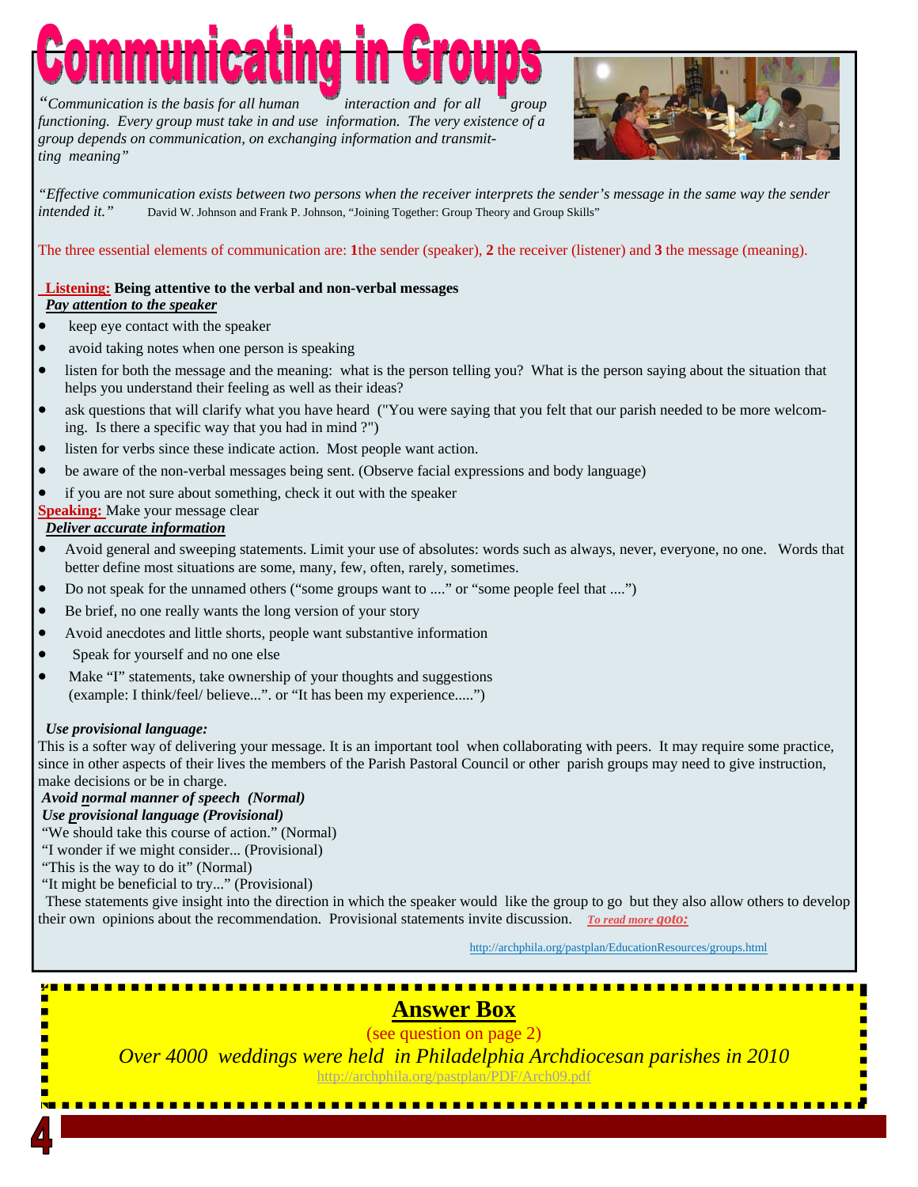# Communicating in Groups

*"Communication is the basis for all human interaction and for all group functioning. Every group must take in and use information. The very existence of a group depends on communication, on exchanging information and transmitting meaning"*

*"Effective communication exists between two persons when the receiver interprets the sender's message in the same way the sender intended it."* David W. Johnson and Frank P. Johnson, "Joining Together: Group Theory and Group Skills"

The three essential elements of communication are: **1**the sender (speaker), **2** the receiver (listener) and **3** the message (meaning).

**Listening: Being attentive to the verbal and non-verbal messages**

***Pay attention to the speaker***

- keep eye contact with the speaker
- avoid taking notes when one person is speaking
- listen for both the message and the meaning: what is the person telling you? What is the person saying about the situation that helps you understand their feeling as well as their ideas?
- ask questions that will clarify what you have heard ("You were saying that you felt that our parish needed to be more welcoming. Is there a specific way that you had in mind ?")
- listen for verbs since these indicate action. Most people want action.
- be aware of the non-verbal messages being sent. (Observe facial expressions and body language)
- if you are not sure about something, check it out with the speaker

**Speaking:** Make your message clear

***Deliver accurate information***

- Avoid general and sweeping statements. Limit your use of absolutes: words such as always, never, everyone, no one. Words that better define most situations are some, many, few, often, rarely, sometimes.
- Do not speak for the unnamed others ("some groups want to ...." or "some people feel that ....")
- Be brief, no one really wants the long version of your story
- Avoid anecdotes and little shorts, people want substantive information
- Speak for yourself and no one else
- Make "I" statements, take ownership of your thoughts and suggestions (example: I think/feel/ believe...". or "It has been my experience.....")

***Use provisional language:***

This is a softer way of delivering your message. It is an important tool when collaborating with peers. It may require some practice, since in other aspects of their lives the members of the Parish Pastoral Council or other parish groups may need to give instruction, make decisions or be in charge.

***Avoid normal manner of speech (Normal)***

***Use provisional language (Provisional)***

"We should take this course of action." (Normal)

"I wonder if we might consider... (Provisional)

"This is the way to do it" (Normal)

"It might be beneficial to try..." (Provisional)

These statements give insight into the direction in which the speaker would like the group to go but they also allow others to develop their own opinions about the recommendation. Provisional statements invite discussion. *To read more goto:*

http://archphila.org/pastplan/EducationResources/groups.html

## Answer Box

(see question on page 2)

*Over 4000 weddings were held in Philadelphia Archdiocesan parishes in 2010*

http://archphila.org/pastplan/PDF/Arch09.pdf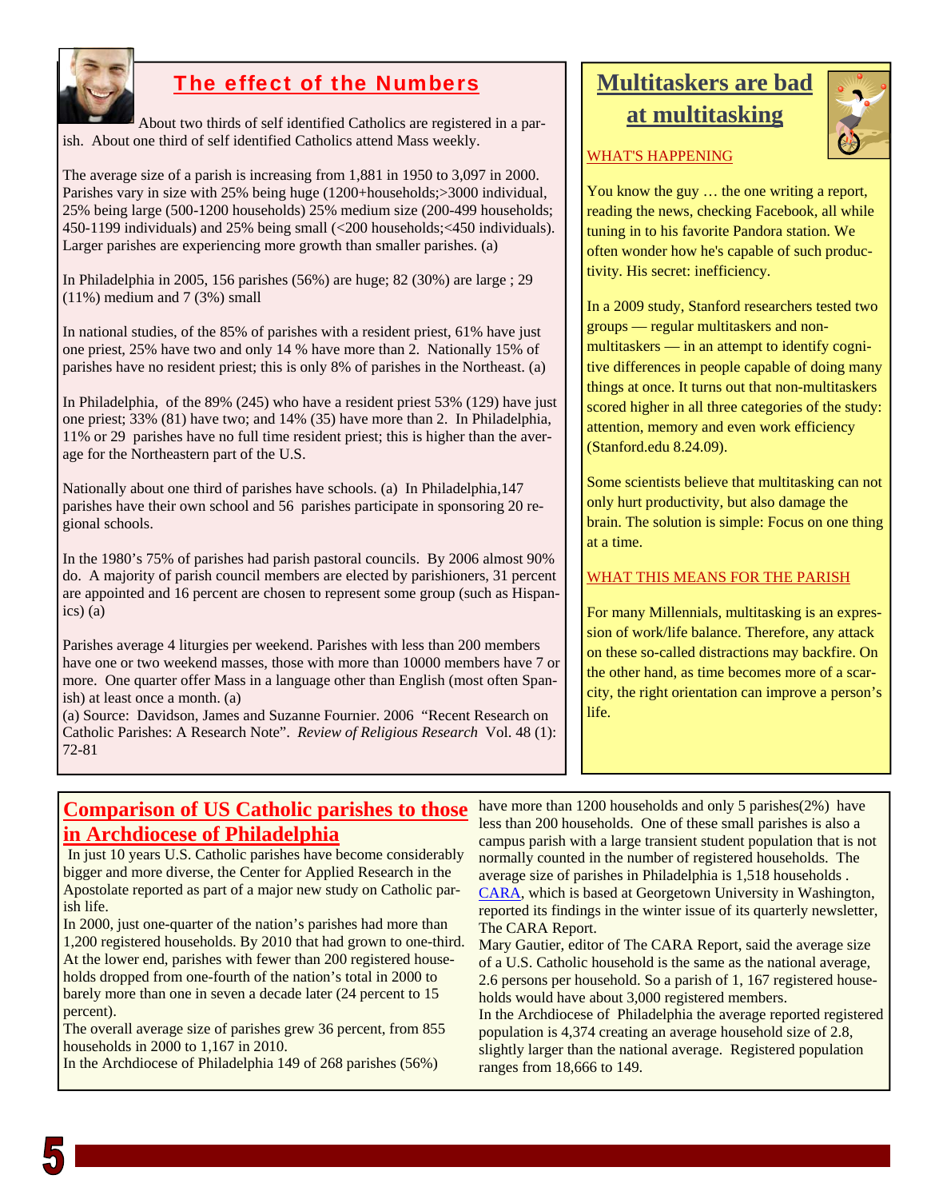## The effect of the Numbers

About two thirds of self identified Catholics are registered in a parish. About one third of self identified Catholics attend Mass weekly.

The average size of a parish is increasing from 1,881 in 1950 to 3,097 in 2000. Parishes vary in size with 25% being huge (1200+households;>3000 individual, 25% being large (500-1200 households) 25% medium size (200-499 households; 450-1199 individuals) and 25% being small (<200 households;<450 individuals). Larger parishes are experiencing more growth than smaller parishes. (a)

In Philadelphia in 2005, 156 parishes (56%) are huge; 82 (30%) are large ; 29 (11%) medium and 7 (3%) small

In national studies, of the 85% of parishes with a resident priest, 61% have just one priest, 25% have two and only 14 % have more than 2. Nationally 15% of parishes have no resident priest; this is only 8% of parishes in the Northeast. (a)

In Philadelphia, of the 89% (245) who have a resident priest 53% (129) have just one priest; 33% (81) have two; and 14% (35) have more than 2. In Philadelphia, 11% or 29 parishes have no full time resident priest; this is higher than the average for the Northeastern part of the U.S.

Nationally about one third of parishes have schools. (a) In Philadelphia,147 parishes have their own school and 56 parishes participate in sponsoring 20 regional schools.

In the 1980's 75% of parishes had parish pastoral councils. By 2006 almost 90% do. A majority of parish council members are elected by parishioners, 31 percent are appointed and 16 percent are chosen to represent some group (such as Hispanics) (a)

Parishes average 4 liturgies per weekend. Parishes with less than 200 members have one or two weekend masses, those with more than 10000 members have 7 or more. One quarter offer Mass in a language other than English (most often Spanish) at least once a month. (a)

(a) Source: Davidson, James and Suzanne Fournier. 2006 "Recent Research on Catholic Parishes: A Research Note". *Review of Religious Research* Vol. 48 (1): 72-81

## Multitaskers are bad at multitasking

WHAT'S HAPPENING

You know the guy … the one writing a report, reading the news, checking Facebook, all while tuning in to his favorite Pandora station. We often wonder how he's capable of such productivity. His secret: inefficiency.

In a 2009 study, Stanford researchers tested two groups — regular multitaskers and non-multitaskers — in an attempt to identify cognitive differences in people capable of doing many things at once. It turns out that non-multitaskers scored higher in all three categories of the study: attention, memory and even work efficiency (Stanford.edu 8.24.09).

Some scientists believe that multitasking can not only hurt productivity, but also damage the brain. The solution is simple: Focus on one thing at a time.

WHAT THIS MEANS FOR THE PARISH

For many Millennials, multitasking is an expression of work/life balance. Therefore, any attack on these so-called distractions may backfire. On the other hand, as time becomes more of a scarcity, the right orientation can improve a person's life.

## Comparison of US Catholic parishes to those in Archdiocese of Philadelphia

In just 10 years U.S. Catholic parishes have become considerably bigger and more diverse, the Center for Applied Research in the Apostolate reported as part of a major new study on Catholic parish life.

In 2000, just one-quarter of the nation's parishes had more than 1,200 registered households. By 2010 that had grown to one-third. At the lower end, parishes with fewer than 200 registered households dropped from one-fourth of the nation's total in 2000 to barely more than one in seven a decade later (24 percent to 15 percent).

The overall average size of parishes grew 36 percent, from 855 households in 2000 to 1,167 in 2010.

In the Archdiocese of Philadelphia 149 of 268 parishes (56%) have more than 1200 households and only 5 parishes(2%) have less than 200 households. One of these small parishes is also a campus parish with a large transient student population that is not normally counted in the number of registered households. The average size of parishes in Philadelphia is 1,518 households . CARA, which is based at Georgetown University in Washington, reported its findings in the winter issue of its quarterly newsletter, The CARA Report.

Mary Gautier, editor of The CARA Report, said the average size of a U.S. Catholic household is the same as the national average, 2.6 persons per household. So a parish of 1, 167 registered households would have about 3,000 registered members.

In the Archdiocese of Philadelphia the average reported registered population is 4,374 creating an average household size of 2.8, slightly larger than the national average. Registered population ranges from 18,666 to 149.